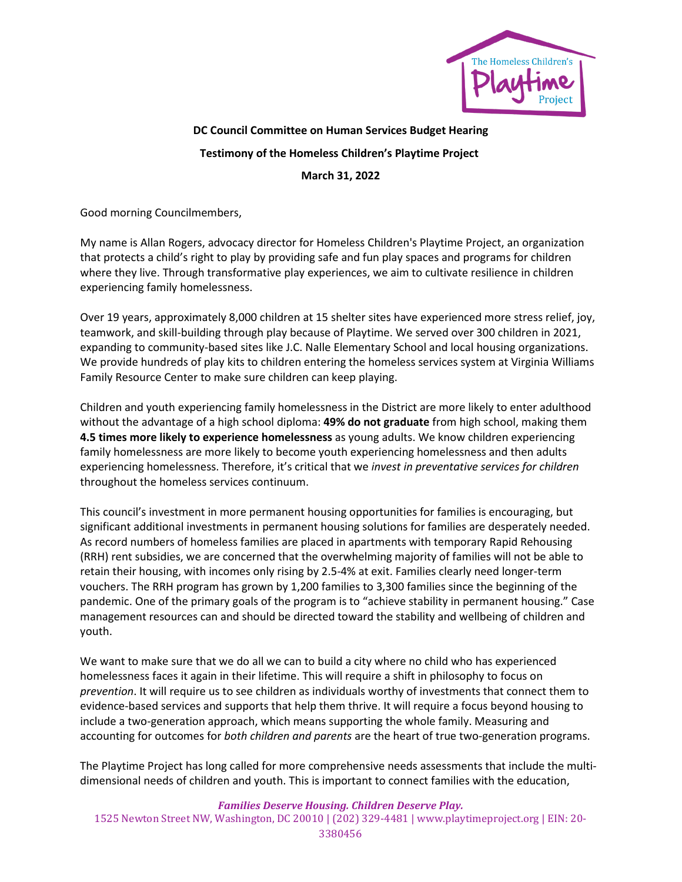**DC Council Committee on Human Services Budget Hearing**

**Testimony of the Homeless Children's Playtime Project**

**March 31, 2022**

Good morning Councilmembers,

My name is Allan Rogers, advocacy director for Homeless Children's Playtime Project, an organization that protects a child's right to play by providing safe and fun play spaces and programs for children where they live. Through transformative play experiences, we aim to cultivate resilience in children experiencing family homelessness.

Over 19 years, approximately 8,000 children at 15 shelter sites have experienced more stress relief, joy, teamwork, and skill-building through play because of Playtime. We served over 300 children in 2021, expanding to community-based sites like J.C. Nalle Elementary School and local housing organizations. We provide hundreds of play kits to children entering the homeless services system at Virginia Williams Family Resource Center to make sure children can keep playing.

Children and youth experiencing family homelessness in the District are more likely to enter adulthood without the advantage of a high school diploma: **49% do not graduate** from high school, making them **4.5 times more likely to experience homelessness** as young adults. We know children experiencing family homelessness are more likely to become youth experiencing homelessness and then adults experiencing homelessness. Therefore, it's critical that we *invest in preventative services for children* throughout the homeless services continuum.

This council's investment in more permanent housing opportunities for families is encouraging, but significant additional investments in permanent housing solutions for families are desperately needed. As record numbers of homeless families are placed in apartments with temporary Rapid Rehousing (RRH) rent subsidies, we are concerned that the overwhelming majority of families will not be able to retain their housing, with incomes only rising by 2.5-4% at exit. Families clearly need longer-term vouchers. The RRH program has grown by 1,200 families to 3,300 families since the beginning of the pandemic. One of the primary goals of the program is to "achieve stability in permanent housing." Case management resources can and should be directed toward the stability and wellbeing of children and youth.

We want to make sure that we do all we can to build a city where no child who has experienced homelessness faces it again in their lifetime. This will require a shift in philosophy to focus on *prevention*. It will require us to see children as individuals worthy of investments that connect them to evidence-based services and supports that help them thrive. It will require a focus beyond housing to include a two-generation approach, which means supporting the whole family. Measuring and accounting for outcomes for *both children and parents* are the heart of true two-generation programs.

The Playtime Project has long called for more comprehensive needs assessments that include the multi-dimensional needs of children and youth. This is important to connect families with the education,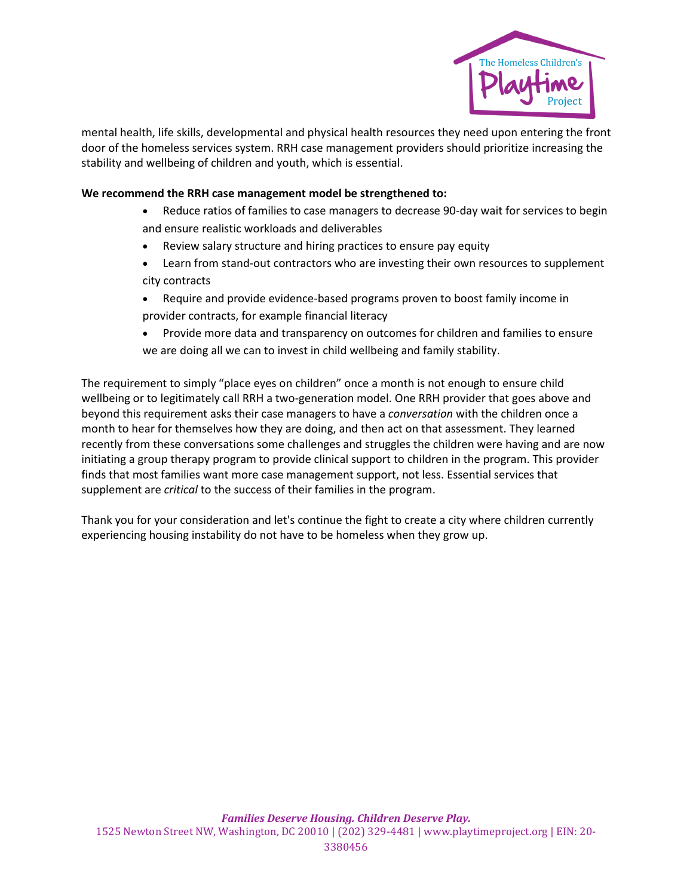mental health, life skills, developmental and physical health resources they need upon entering the front door of the homeless services system. RRH case management providers should prioritize increasing the stability and wellbeing of children and youth, which is essential.

**We recommend the RRH case management model be strengthened to:**

- Reduce ratios of families to case managers to decrease 90-day wait for services to begin and ensure realistic workloads and deliverables
- Review salary structure and hiring practices to ensure pay equity
- Learn from stand-out contractors who are investing their own resources to supplement city contracts
- Require and provide evidence-based programs proven to boost family income in provider contracts, for example financial literacy
- Provide more data and transparency on outcomes for children and families to ensure we are doing all we can to invest in child wellbeing and family stability.

The requirement to simply "place eyes on children" once a month is not enough to ensure child wellbeing or to legitimately call RRH a two-generation model. One RRH provider that goes above and beyond this requirement asks their case managers to have a *conversation* with the children once a month to hear for themselves how they are doing, and then act on that assessment. They learned recently from these conversations some challenges and struggles the children were having and are now initiating a group therapy program to provide clinical support to children in the program. This provider finds that most families want more case management support, not less. Essential services that supplement are *critical* to the success of their families in the program.

Thank you for your consideration and let's continue the fight to create a city where children currently experiencing housing instability do not have to be homeless when they grow up.